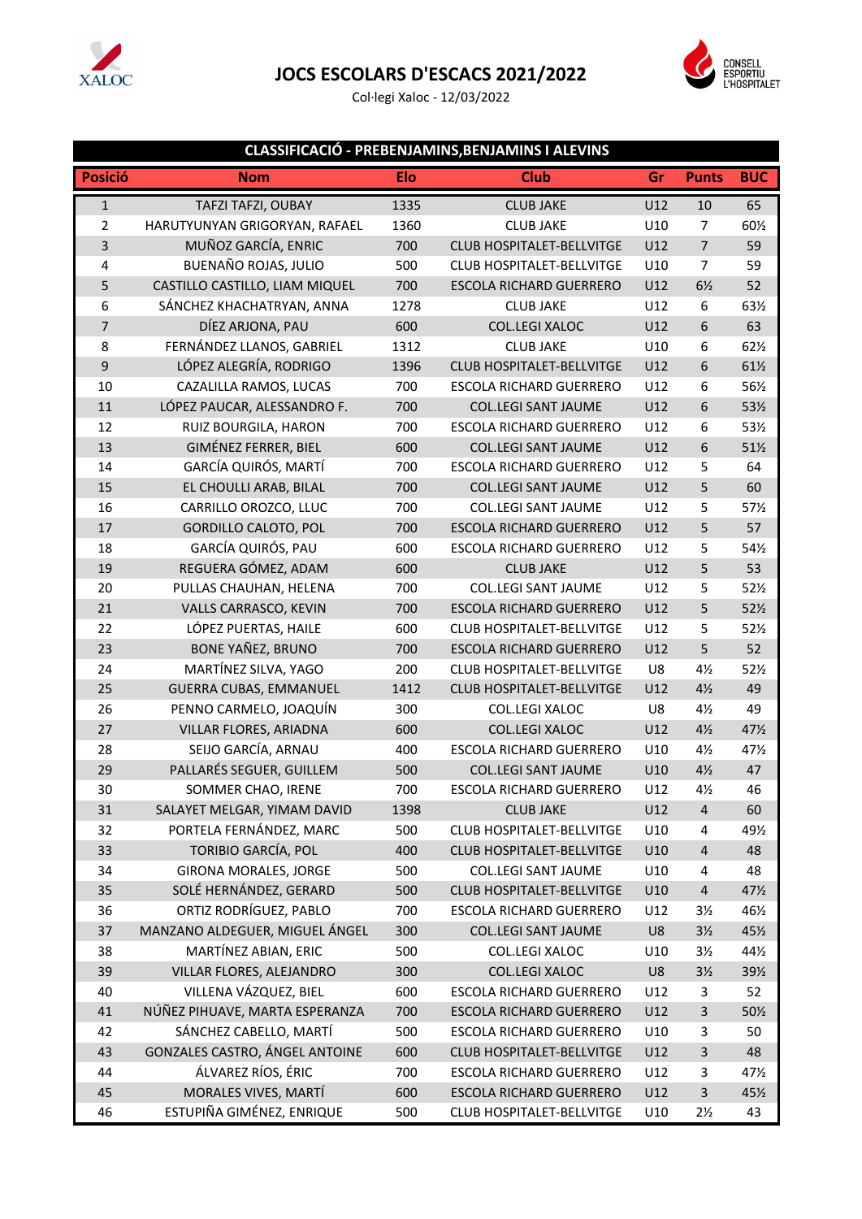# JOCS ESCOLARS D'ESCACS 2021/2022

Col·legi Xaloc - 12/03/2022

## CLASSIFICACIÓ - PREBENJAMINS,BENJAMINS I ALEVINS

| Posició | Nom | Elo | Club | Gr | Punts | BUC |
|---|---|---|---|---|---|---|
| 1 | TAFZI TAFZI, OUBAY | 1335 | CLUB JAKE | U12 | 10 | 65 |
| 2 | HARUTYUNYAN GRIGORYAN, RAFAEL | 1360 | CLUB JAKE | U10 | 7 | 60½ |
| 3 | MUÑOZ GARCÍA, ENRIC | 700 | CLUB HOSPITALET-BELLVITGE | U12 | 7 | 59 |
| 4 | BUENAÑO ROJAS, JULIO | 500 | CLUB HOSPITALET-BELLVITGE | U10 | 7 | 59 |
| 5 | CASTILLO CASTILLO, LIAM MIQUEL | 700 | ESCOLA RICHARD GUERRERO | U12 | 6½ | 52 |
| 6 | SÁNCHEZ KHACHATRYAN, ANNA | 1278 | CLUB JAKE | U12 | 6 | 63½ |
| 7 | DÍEZ ARJONA, PAU | 600 | COL.LEGI XALOC | U12 | 6 | 63 |
| 8 | FERNÁNDEZ LLANOS, GABRIEL | 1312 | CLUB JAKE | U10 | 6 | 62½ |
| 9 | LÓPEZ ALEGRÍA, RODRIGO | 1396 | CLUB HOSPITALET-BELLVITGE | U12 | 6 | 61½ |
| 10 | CAZALILLA RAMOS, LUCAS | 700 | ESCOLA RICHARD GUERRERO | U12 | 6 | 56½ |
| 11 | LÓPEZ PAUCAR, ALESSANDRO F. | 700 | COL.LEGI SANT JAUME | U12 | 6 | 53½ |
| 12 | RUIZ BOURGILA, HARON | 700 | ESCOLA RICHARD GUERRERO | U12 | 6 | 53½ |
| 13 | GIMÉNEZ FERRER, BIEL | 600 | COL.LEGI SANT JAUME | U12 | 6 | 51½ |
| 14 | GARCÍA QUIRÓS, MARTÍ | 700 | ESCOLA RICHARD GUERRERO | U12 | 5 | 64 |
| 15 | EL CHOULLI ARAB, BILAL | 700 | COL.LEGI SANT JAUME | U12 | 5 | 60 |
| 16 | CARRILLO OROZCO, LLUC | 700 | COL.LEGI SANT JAUME | U12 | 5 | 57½ |
| 17 | GORDILLO CALOTO, POL | 700 | ESCOLA RICHARD GUERRERO | U12 | 5 | 57 |
| 18 | GARCÍA QUIRÓS, PAU | 600 | ESCOLA RICHARD GUERRERO | U12 | 5 | 54½ |
| 19 | REGUERA GÓMEZ, ADAM | 600 | CLUB JAKE | U12 | 5 | 53 |
| 20 | PULLAS CHAUHAN, HELENA | 700 | COL.LEGI SANT JAUME | U12 | 5 | 52½ |
| 21 | VALLS CARRASCO, KEVIN | 700 | ESCOLA RICHARD GUERRERO | U12 | 5 | 52½ |
| 22 | LÓPEZ PUERTAS, HAILE | 600 | CLUB HOSPITALET-BELLVITGE | U12 | 5 | 52½ |
| 23 | BONE YAÑEZ, BRUNO | 700 | ESCOLA RICHARD GUERRERO | U12 | 5 | 52 |
| 24 | MARTÍNEZ SILVA, YAGO | 200 | CLUB HOSPITALET-BELLVITGE | U8 | 4½ | 52½ |
| 25 | GUERRA CUBAS, EMMANUEL | 1412 | CLUB HOSPITALET-BELLVITGE | U12 | 4½ | 49 |
| 26 | PENNO CARMELO, JOAQUÍN | 300 | COL.LEGI XALOC | U8 | 4½ | 49 |
| 27 | VILLAR FLORES, ARIADNA | 600 | COL.LEGI XALOC | U12 | 4½ | 47½ |
| 28 | SEIJO GARCÍA, ARNAU | 400 | ESCOLA RICHARD GUERRERO | U10 | 4½ | 47½ |
| 29 | PALLARÉS SEGUER, GUILLEM | 500 | COL.LEGI SANT JAUME | U10 | 4½ | 47 |
| 30 | SOMMER CHAO, IRENE | 700 | ESCOLA RICHARD GUERRERO | U12 | 4½ | 46 |
| 31 | SALAYET MELGAR, YIMAM DAVID | 1398 | CLUB JAKE | U12 | 4 | 60 |
| 32 | PORTELA FERNÁNDEZ, MARC | 500 | CLUB HOSPITALET-BELLVITGE | U10 | 4 | 49½ |
| 33 | TORIBIO GARCÍA, POL | 400 | CLUB HOSPITALET-BELLVITGE | U10 | 4 | 48 |
| 34 | GIRONA MORALES, JORGE | 500 | COL.LEGI SANT JAUME | U10 | 4 | 48 |
| 35 | SOLÉ HERNÁNDEZ, GERARD | 500 | CLUB HOSPITALET-BELLVITGE | U10 | 4 | 47½ |
| 36 | ORTIZ RODRÍGUEZ, PABLO | 700 | ESCOLA RICHARD GUERRERO | U12 | 3½ | 46½ |
| 37 | MANZANO ALDEGUER, MIGUEL ÁNGEL | 300 | COL.LEGI SANT JAUME | U8 | 3½ | 45½ |
| 38 | MARTÍNEZ ABIAN, ERIC | 500 | COL.LEGI XALOC | U10 | 3½ | 44½ |
| 39 | VILLAR FLORES, ALEJANDRO | 300 | COL.LEGI XALOC | U8 | 3½ | 39½ |
| 40 | VILLENA VÁZQUEZ, BIEL | 600 | ESCOLA RICHARD GUERRERO | U12 | 3 | 52 |
| 41 | NÚÑEZ PIHUAVE, MARTA ESPERANZA | 700 | ESCOLA RICHARD GUERRERO | U12 | 3 | 50½ |
| 42 | SÁNCHEZ CABELLO, MARTÍ | 500 | ESCOLA RICHARD GUERRERO | U10 | 3 | 50 |
| 43 | GONZALES CASTRO, ÁNGEL ANTOINE | 600 | CLUB HOSPITALET-BELLVITGE | U12 | 3 | 48 |
| 44 | ÁLVAREZ RÍOS, ÉRIC | 700 | ESCOLA RICHARD GUERRERO | U12 | 3 | 47½ |
| 45 | MORALES VIVES, MARTÍ | 600 | ESCOLA RICHARD GUERRERO | U12 | 3 | 45½ |
| 46 | ESTUPIÑA GIMÉNEZ, ENRIQUE | 500 | CLUB HOSPITALET-BELLVITGE | U10 | 2½ | 43 |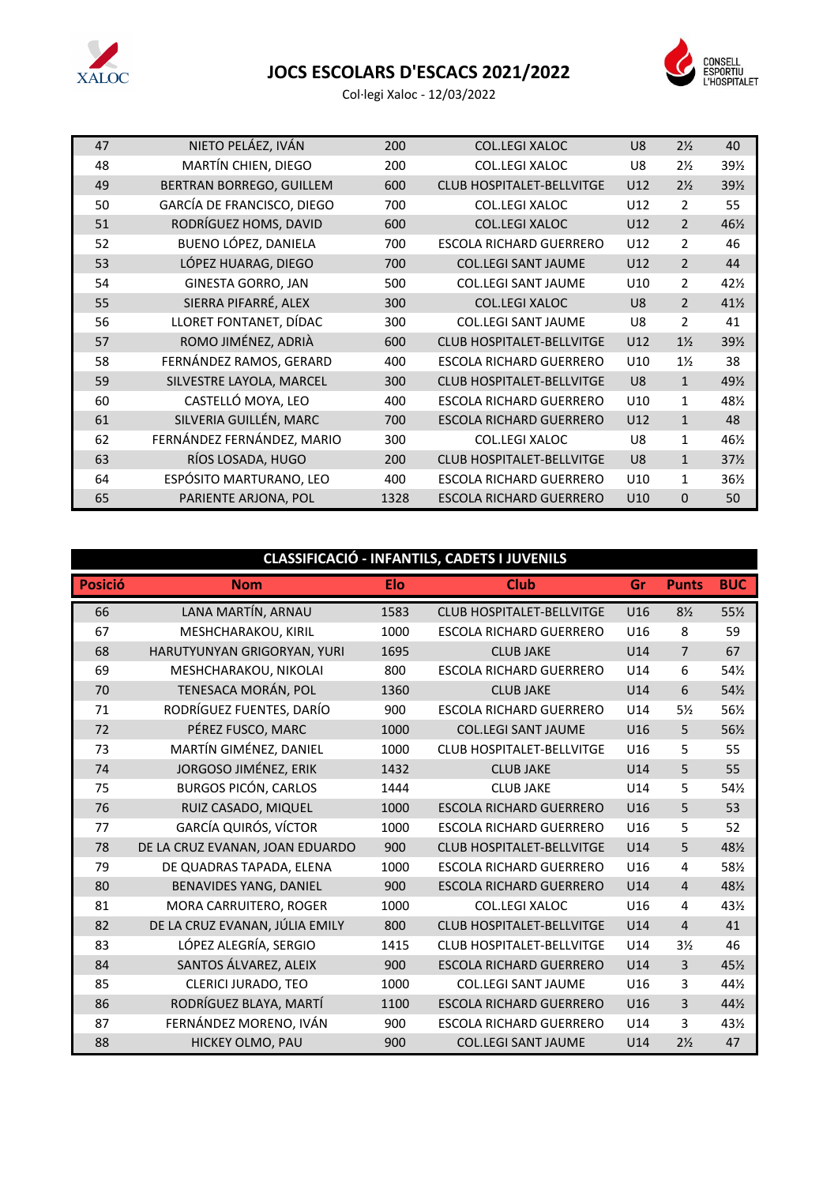# JOCS ESCOLARS D'ESCACS 2021/2022

Col·legi Xaloc - 12/03/2022

| Posició | Nom | Elo | Club | Gr | Punts | BUC |
|---|---|---|---|---|---|---|
| 47 | NIETO PELÁEZ, IVÁN | 200 | COL.LEGI XALOC | U8 | 2½ | 40 |
| 48 | MARTÍN CHIEN, DIEGO | 200 | COL.LEGI XALOC | U8 | 2½ | 39½ |
| 49 | BERTRAN BORREGO, GUILLEM | 600 | CLUB HOSPITALET-BELLVITGE | U12 | 2½ | 39½ |
| 50 | GARCÍA DE FRANCISCO, DIEGO | 700 | COL.LEGI XALOC | U12 | 2 | 55 |
| 51 | RODRÍGUEZ HOMS, DAVID | 600 | COL.LEGI XALOC | U12 | 2 | 46½ |
| 52 | BUENO LÓPEZ, DANIELA | 700 | ESCOLA RICHARD GUERRERO | U12 | 2 | 46 |
| 53 | LÓPEZ HUARAG, DIEGO | 700 | COL.LEGI SANT JAUME | U12 | 2 | 44 |
| 54 | GINESTA GORRO, JAN | 500 | COL.LEGI SANT JAUME | U10 | 2 | 42½ |
| 55 | SIERRA PIFARRÉ, ALEX | 300 | COL.LEGI XALOC | U8 | 2 | 41½ |
| 56 | LLORET FONTANET, DÍDAC | 300 | COL.LEGI SANT JAUME | U8 | 2 | 41 |
| 57 | ROMO JIMÉNEZ, ADRIÀ | 600 | CLUB HOSPITALET-BELLVITGE | U12 | 1½ | 39½ |
| 58 | FERNÁNDEZ RAMOS, GERARD | 400 | ESCOLA RICHARD GUERRERO | U10 | 1½ | 38 |
| 59 | SILVESTRE LAYOLA, MARCEL | 300 | CLUB HOSPITALET-BELLVITGE | U8 | 1 | 49½ |
| 60 | CASTELLÓ MOYA, LEO | 400 | ESCOLA RICHARD GUERRERO | U10 | 1 | 48½ |
| 61 | SILVERIA GUILLÉN, MARC | 700 | ESCOLA RICHARD GUERRERO | U12 | 1 | 48 |
| 62 | FERNÁNDEZ FERNÁNDEZ, MARIO | 300 | COL.LEGI XALOC | U8 | 1 | 46½ |
| 63 | RÍOS LOSADA, HUGO | 200 | CLUB HOSPITALET-BELLVITGE | U8 | 1 | 37½ |
| 64 | ESPÓSITO MARTURANO, LEO | 400 | ESCOLA RICHARD GUERRERO | U10 | 1 | 36½ |
| 65 | PARIENTE ARJONA, POL | 1328 | ESCOLA RICHARD GUERRERO | U10 | 0 | 50 |

## CLASSIFICACIÓ - INFANTILS, CADETS I JUVENILS

| Posició | Nom | Elo | Club | Gr | Punts | BUC |
|---|---|---|---|---|---|---|
| 66 | LANA MARTÍN, ARNAU | 1583 | CLUB HOSPITALET-BELLVITGE | U16 | 8½ | 55½ |
| 67 | MESHCHARAKOU, KIRIL | 1000 | ESCOLA RICHARD GUERRERO | U16 | 8 | 59 |
| 68 | HARUTYUNYAN GRIGORYAN, YURI | 1695 | CLUB JAKE | U14 | 7 | 67 |
| 69 | MESHCHARAKOU, NIKOLAI | 800 | ESCOLA RICHARD GUERRERO | U14 | 6 | 54½ |
| 70 | TENESACA MORÁN, POL | 1360 | CLUB JAKE | U14 | 6 | 54½ |
| 71 | RODRÍGUEZ FUENTES, DARÍO | 900 | ESCOLA RICHARD GUERRERO | U14 | 5½ | 56½ |
| 72 | PÉREZ FUSCO, MARC | 1000 | COL.LEGI SANT JAUME | U16 | 5 | 56½ |
| 73 | MARTÍN GIMÉNEZ, DANIEL | 1000 | CLUB HOSPITALET-BELLVITGE | U16 | 5 | 55 |
| 74 | JORGOSO JIMÉNEZ, ERIK | 1432 | CLUB JAKE | U14 | 5 | 55 |
| 75 | BURGOS PICÓN, CARLOS | 1444 | CLUB JAKE | U14 | 5 | 54½ |
| 76 | RUIZ CASADO, MIQUEL | 1000 | ESCOLA RICHARD GUERRERO | U16 | 5 | 53 |
| 77 | GARCÍA QUIRÓS, VÍCTOR | 1000 | ESCOLA RICHARD GUERRERO | U16 | 5 | 52 |
| 78 | DE LA CRUZ EVANAN, JOAN EDUARDO | 900 | CLUB HOSPITALET-BELLVITGE | U14 | 5 | 48½ |
| 79 | DE QUADRAS TAPADA, ELENA | 1000 | ESCOLA RICHARD GUERRERO | U16 | 4 | 58½ |
| 80 | BENAVIDES YANG, DANIEL | 900 | ESCOLA RICHARD GUERRERO | U14 | 4 | 48½ |
| 81 | MORA CARRUITERO, ROGER | 1000 | COL.LEGI XALOC | U16 | 4 | 43½ |
| 82 | DE LA CRUZ EVANAN, JÚLIA EMILY | 800 | CLUB HOSPITALET-BELLVITGE | U14 | 4 | 41 |
| 83 | LÓPEZ ALEGRÍA, SERGIO | 1415 | CLUB HOSPITALET-BELLVITGE | U14 | 3½ | 46 |
| 84 | SANTOS ÁLVAREZ, ALEIX | 900 | ESCOLA RICHARD GUERRERO | U14 | 3 | 45½ |
| 85 | CLERICI JURADO, TEO | 1000 | COL.LEGI SANT JAUME | U16 | 3 | 44½ |
| 86 | RODRÍGUEZ BLAYA, MARTÍ | 1100 | ESCOLA RICHARD GUERRERO | U16 | 3 | 44½ |
| 87 | FERNÁNDEZ MORENO, IVÁN | 900 | ESCOLA RICHARD GUERRERO | U14 | 3 | 43½ |
| 88 | HICKEY OLMO, PAU | 900 | COL.LEGI SANT JAUME | U14 | 2½ | 47 |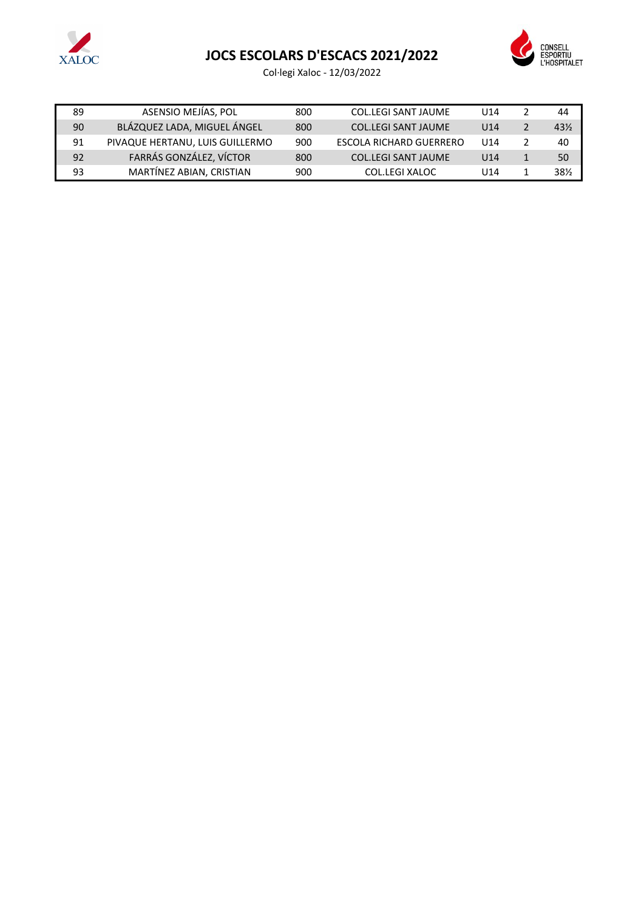# JOCS ESCOLARS D'ESCACS 2021/2022

Col·legi Xaloc - 12/03/2022

| | | | | | | |
|---|---|---|---|---|---|---|
| 89 | ASENSIO MEJÍAS, POL | 800 | COL.LEGI SANT JAUME | U14 | 2 | 44 |
| 90 | BLÁZQUEZ LADA, MIGUEL ÁNGEL | 800 | COL.LEGI SANT JAUME | U14 | 2 | 43½ |
| 91 | PIVAQUE HERTANU, LUIS GUILLERMO | 900 | ESCOLA RICHARD GUERRERO | U14 | 2 | 40 |
| 92 | FARRÁS GONZÁLEZ, VÍCTOR | 800 | COL.LEGI SANT JAUME | U14 | 1 | 50 |
| 93 | MARTÍNEZ ABIAN, CRISTIAN | 900 | COL.LEGI XALOC | U14 | 1 | 38½ |